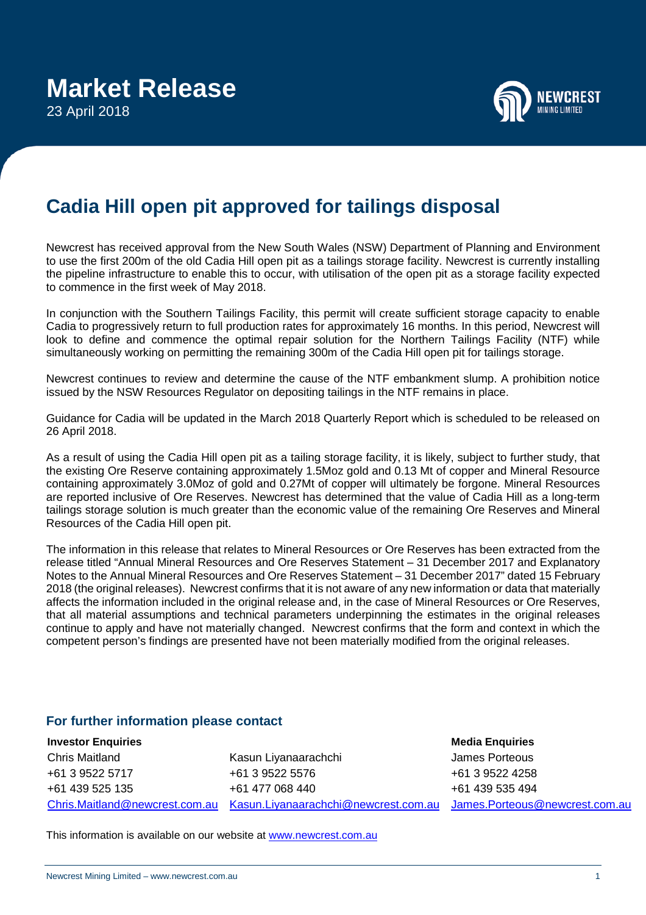# Market Release

23 April 2018

## Cadia Hill open pit approved for tailings disposal

Newcrest has received approval from the New South Wales (NSW) Department of Planning and Environment to use the first 200m of the old Cadia Hill open pit as a tailings storage facility. Newcrest is currently installing the pipeline infrastructure to enable this to occur, with utilisation of the open pit as a storage facility expected to commence in the first week of May 2018.

In conjunction with the Southern Tailings Facility, this permit will create sufficient storage capacity to enable Cadia to progressively return to full production rates for approximately 16 months. In this period, Newcrest will look to define and commence the optimal repair solution for the Northern Tailings Facility (NTF) while simultaneously working on permitting the remaining 300m of the Cadia Hill open pit for tailings storage.

Newcrest continues to review and determine the cause of the NTF embankment slump. A prohibition notice issued by the NSW Resources Regulator on depositing tailings in the NTF remains in place.

Guidance for Cadia will be updated in the March 2018 Quarterly Report which is scheduled to be released on 26 April 2018.

As a result of using the Cadia Hill open pit as a tailing storage facility, it is likely, subject to further study, that the existing Ore Reserve containing approximately 1.5Moz gold and 0.13 Mt of copper and Mineral Resource containing approximately 3.0Moz of gold and 0.27Mt of copper will ultimately be forgone. Mineral Resources are reported inclusive of Ore Reserves. Newcrest has determined that the value of Cadia Hill as a long-term tailings storage solution is much greater than the economic value of the remaining Ore Reserves and Mineral Resources of the Cadia Hill open pit.

The information in this release that relates to Mineral Resources or Ore Reserves has been extracted from the release titled "Annual Mineral Resources and Ore Reserves Statement – 31 December 2017 and Explanatory Notes to the Annual Mineral Resources and Ore Reserves Statement – 31 December 2017" dated 15 February 2018 (the original releases). Newcrest confirms that it is not aware of any new information or data that materially affects the information included in the original release and, in the case of Mineral Resources or Ore Reserves, that all material assumptions and technical parameters underpinning the estimates in the original releases continue to apply and have not materially changed. Newcrest confirms that the form and context in which the competent person's findings are presented have not been materially modified from the original releases.

### For further information please contact

| Investor Enquiries | | Media Enquiries |
|---|---|---|
| Chris Maitland | Kasun Liyanaarachchi | James Porteous |
| +61 3 9522 5717 | +61 3 9522 5576 | +61 3 9522 4258 |
| +61 439 525 135 | +61 477 068 440 | +61 439 535 494 |
| Chris.Maitland@newcrest.com.au | Kasun.Liyanaarachchi@newcrest.com.au | James.Porteous@newcrest.com.au |

This information is available on our website at www.newcrest.com.au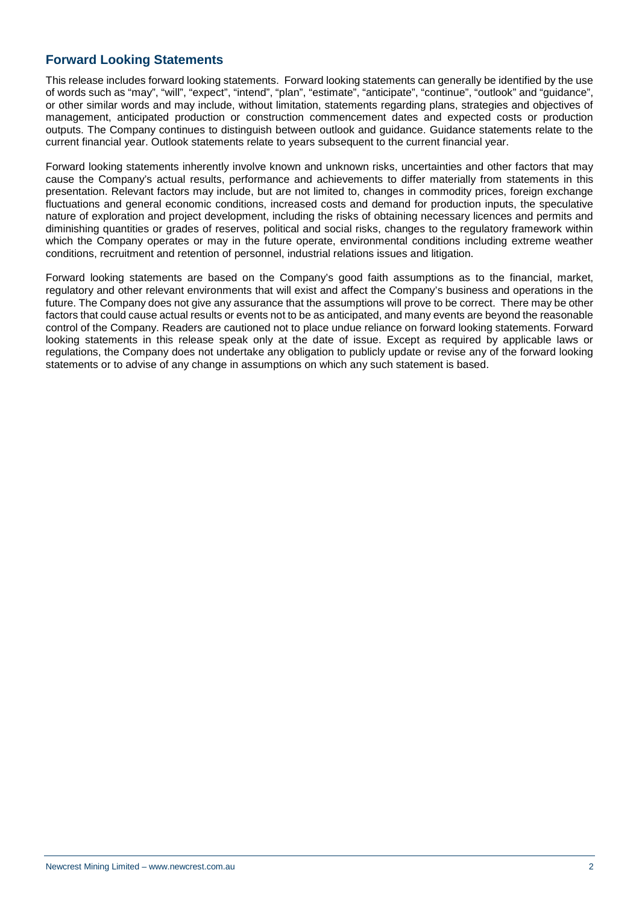## Forward Looking Statements

This release includes forward looking statements. Forward looking statements can generally be identified by the use of words such as "may", "will", "expect", "intend", "plan", "estimate", "anticipate", "continue", "outlook" and "guidance", or other similar words and may include, without limitation, statements regarding plans, strategies and objectives of management, anticipated production or construction commencement dates and expected costs or production outputs. The Company continues to distinguish between outlook and guidance. Guidance statements relate to the current financial year. Outlook statements relate to years subsequent to the current financial year.

Forward looking statements inherently involve known and unknown risks, uncertainties and other factors that may cause the Company's actual results, performance and achievements to differ materially from statements in this presentation. Relevant factors may include, but are not limited to, changes in commodity prices, foreign exchange fluctuations and general economic conditions, increased costs and demand for production inputs, the speculative nature of exploration and project development, including the risks of obtaining necessary licences and permits and diminishing quantities or grades of reserves, political and social risks, changes to the regulatory framework within which the Company operates or may in the future operate, environmental conditions including extreme weather conditions, recruitment and retention of personnel, industrial relations issues and litigation.

Forward looking statements are based on the Company's good faith assumptions as to the financial, market, regulatory and other relevant environments that will exist and affect the Company's business and operations in the future. The Company does not give any assurance that the assumptions will prove to be correct. There may be other factors that could cause actual results or events not to be as anticipated, and many events are beyond the reasonable control of the Company. Readers are cautioned not to place undue reliance on forward looking statements. Forward looking statements in this release speak only at the date of issue. Except as required by applicable laws or regulations, the Company does not undertake any obligation to publicly update or revise any of the forward looking statements or to advise of any change in assumptions on which any such statement is based.